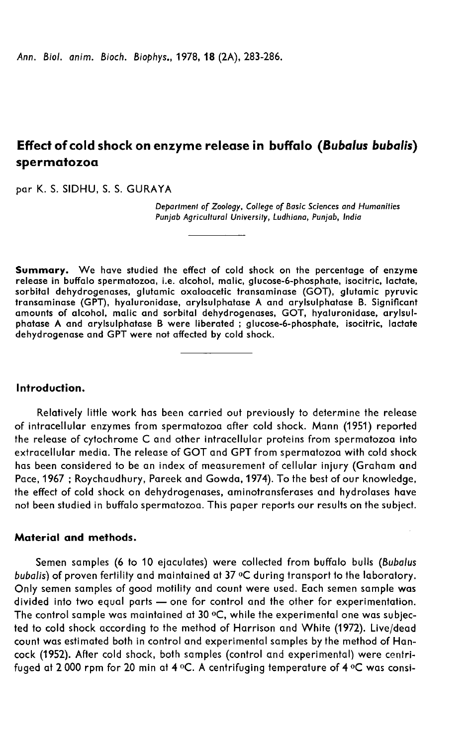# Effect of cold shock on enzyme release in buffalo (*Bubalus bubalis*) spermatozoa

par K. S. SIDHU, S. S. GURAYA

*Department of Zoology, College of Basic Sciences and Humanities*
*Punjab Agricultural University, Ludhiana, Punjab, India*

**Summary.** We have studied the effect of cold shock on the percentage of enzyme release in buffalo spermatozoa, i.e. alcohol, malic, glucose-6-phosphate, isocitric, lactate, sorbitol dehydrogenases, glutamic oxaloacetic transaminase (GOT), glutamic pyruvic transaminase (GPT), hyaluronidase, arylsulphatase A and arylsulphatase B. Significant amounts of alcohol, malic and sorbitol dehydrogenases, GOT, hyaluronidase, arylsulphatase A and arylsulphatase B were liberated ; glucose-6-phosphate, isocitric, lactate dehydrogenase and GPT were not affected by cold shock.

## Introduction.

Relatively little work has been carried out previously to determine the release of intracellular enzymes from spermatozoa after cold shock. Mann (1951) reported the release of cytochrome C and other intracellular proteins from spermatozoa into extracellular media. The release of GOT and GPT from spermatozoa with cold shock has been considered to be an index of measurement of cellular injury (Graham and Pace, 1967 ; Roychaudhury, Pareek and Gowda, 1974). To the best of our knowledge, the effect of cold shock on dehydrogenases, aminotransferases and hydrolases have not been studied in buffalo spermatozoa. This paper reports our results on the subject.

## Material and methods.

Semen samples (6 to 10 ejaculates) were collected from buffalo bulls (*Bubalus bubalis*) of proven fertility and maintained at 37 °C during transport to the laboratory. Only semen samples of good motility and count were used. Each semen sample was divided into two equal parts — one for control and the other for experimentation. The control sample was maintained at 30 °C, while the experimental one was subjected to cold shock according to the method of Harrison and White (1972). Live/dead count was estimated both in control and experimental samples by the method of Hancock (1952). After cold shock, both samples (control and experimental) were centrifuged at 2 000 rpm for 20 min at 4 °C. A centrifuging temperature of 4 °C was consi-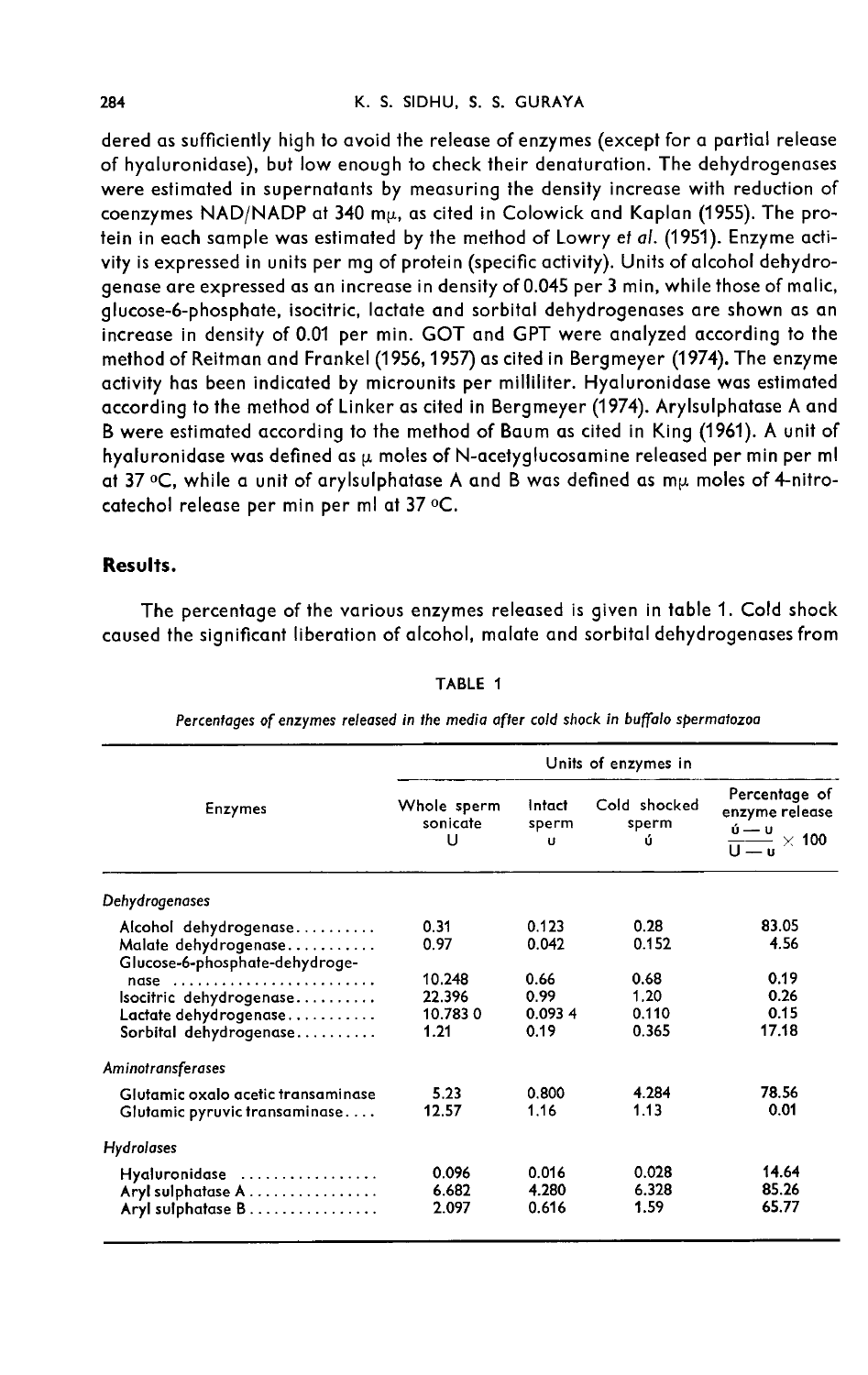dered as sufficiently high to avoid the release of enzymes (except for a partial release of hyaluronidase), but low enough to check their denaturation. The dehydrogenases were estimated in supernatants by measuring the density increase with reduction of coenzymes NAD/NADP at 340 mμ, as cited in Colowick and Kaplan (1955). The protein in each sample was estimated by the method of Lowry *et al.* (1951). Enzyme activity is expressed in units per mg of protein (specific activity). Units of alcohol dehydrogenase are expressed as an increase in density of 0.045 per 3 min, while those of malic, glucose-6-phosphate, isocitric, lactate and sorbital dehydrogenases are shown as an increase in density of 0.01 per min. GOT and GPT were analyzed according to the method of Reitman and Frankel (1956, 1957) as cited in Bergmeyer (1974). The enzyme activity has been indicated by microunits per milliliter. Hyaluronidase was estimated according to the method of Linker as cited in Bergmeyer (1974). Arylsulphatase A and B were estimated according to the method of Baum as cited in King (1961). A unit of hyaluronidase was defined as μ moles of N-acetyglucosamine released per min per ml at 37 °C, while a unit of arylsulphatase A and B was defined as mμ moles of 4-nitrocatechol release per min per ml at 37 °C.

## Results.

The percentage of the various enzymes released is given in table 1. Cold shock caused the significant liberation of alcohol, malate and sorbital dehydrogenases from

TABLE 1

*Percentages of enzymes released in the media after cold shock in buffalo spermatozoa*

| Enzymes | Units of enzymes in | | | |
|---|---|---|---|---|
| | Whole sperm sonicate U | Intact sperm u | Cold shocked sperm ú | Percentage of enzyme release $\frac{ú - u}{U - u} \times 100$ |
| *Dehydrogenases* | | | | |
| Alcohol dehydrogenase | 0.31 | 0.123 | 0.28 | 83.05 |
| Malate dehydrogenase | 0.97 | 0.042 | 0.152 | 4.56 |
| Glucose-6-phosphate-dehydrogenase | 10.248 | 0.66 | 0.68 | 0.19 |
| Isocitric dehydrogenase | 22.396 | 0.99 | 1.20 | 0.26 |
| Lactate dehydrogenase | 10.783 0 | 0.093 4 | 0.110 | 0.15 |
| Sorbital dehydrogenase | 1.21 | 0.19 | 0.365 | 17.18 |
| *Aminotransferases* | | | | |
| Glutamic oxalo acetic transaminase | 5.23 | 0.800 | 4.284 | 78.56 |
| Glutamic pyruvic transaminase | 12.57 | 1.16 | 1.13 | 0.01 |
| *Hydrolases* | | | | |
| Hyaluronidase | 0.096 | 0.016 | 0.028 | 14.64 |
| Aryl sulphatase A | 6.682 | 4.280 | 6.328 | 85.26 |
| Aryl sulphatase B | 2.097 | 0.616 | 1.59 | 65.77 |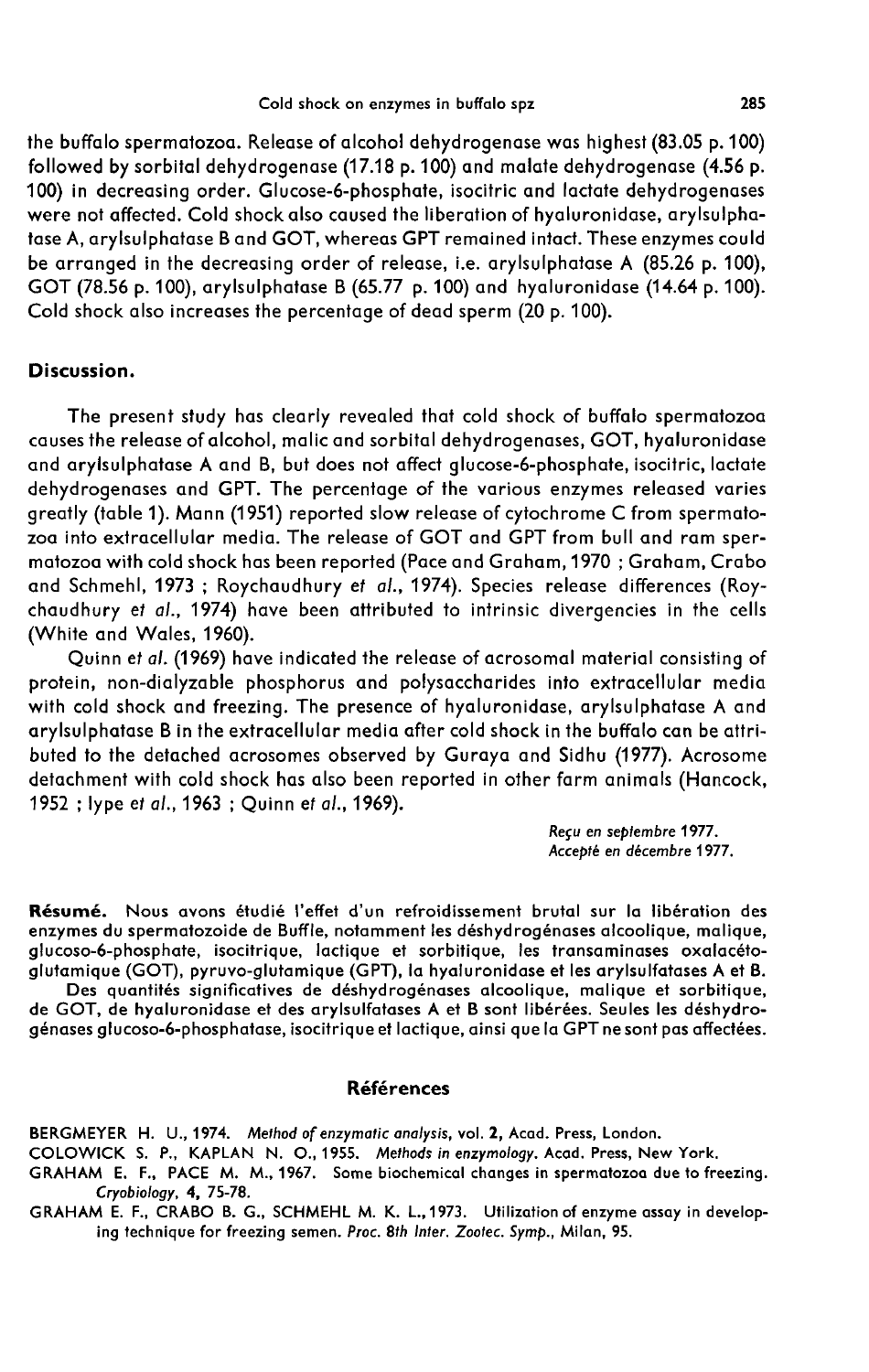the buffalo spermatozoa. Release of alcohol dehydrogenase was highest (83.05 p. 100) followed by sorbitol dehydrogenase (17.18 p. 100) and malate dehydrogenase (4.56 p. 100) in decreasing order. Glucose-6-phosphate, isocitric and lactate dehydrogenases were not affected. Cold shock also caused the liberation of hyaluronidase, arylsulphatase A, arylsulphatase B and GOT, whereas GPT remained intact. These enzymes could be arranged in the decreasing order of release, i.e. arylsulphatase A (85.26 p. 100), GOT (78.56 p. 100), arylsulphatase B (65.77 p. 100) and hyaluronidase (14.64 p. 100). Cold shock also increases the percentage of dead sperm (20 p. 100).

## Discussion.

The present study has clearly revealed that cold shock of buffalo spermatozoa causes the release of alcohol, malic and sorbitol dehydrogenases, GOT, hyaluronidase and arylsulphatase A and B, but does not affect glucose-6-phosphate, isocitric, lactate dehydrogenases and GPT. The percentage of the various enzymes released varies greatly (table 1). Mann (1951) reported slow release of cytochrome C from spermatozoa into extracellular media. The release of GOT and GPT from bull and ram spermatozoa with cold shock has been reported (Pace and Graham, 1970 ; Graham, Crabo and Schmehl, 1973 ; Roychaudhury *et al.*, 1974). Species release differences (Roychaudhury *et al.*, 1974) have been attributed to intrinsic divergencies in the cells (White and Wales, 1960).

Quinn *et al.* (1969) have indicated the release of acrosomal material consisting of protein, non-dialyzable phosphorus and polysaccharides into extracellular media with cold shock and freezing. The presence of hyaluronidase, arylsulphatase A and arylsulphatase B in the extracellular media after cold shock in the buffalo can be attributed to the detached acrosomes observed by Guraya and Sidhu (1977). Acrosome detachment with cold shock has also been reported in other farm animals (Hancock, 1952 ; Iype *et al.*, 1963 ; Quinn *et al.*, 1969).

*Reçu en septembre 1977.*
*Accepté en décembre 1977.*

**Résumé.** Nous avons étudié l'effet d'un refroidissement brutal sur la libération des enzymes du spermatozoide de Buffle, notamment les déshydrogénases alcoolique, malique, glucoso-6-phosphate, isocitrique, lactique et sorbitique, les transaminases oxalacétoglutamique (GOT), pyruvo-glutamique (GPT), la hyaluronidase et les arylsulfatases A et B.

Des quantités significatives de déshydrogénases alcoolique, malique et sorbitique, de GOT, de hyaluronidase et des arylsulfatases A et B sont libérées. Seules les déshydrogénases glucoso-6-phosphatase, isocitrique et lactique, ainsi que la GPT ne sont pas affectées.

## Références

BERGMEYER H. U., 1974. *Method of enzymatic analysis*, vol. **2**, Acad. Press, London.

COLOWICK S. P., KAPLAN N. O., 1955. *Methods in enzymology*. Acad. Press, New York.

GRAHAM E. F., PACE M. M., 1967. Some biochemical changes in spermatozoa due to freezing. *Cryobiology*, **4**, 75-78.

GRAHAM E. F., CRABO B. G., SCHMEHL M. K. L., 1973. Utilization of enzyme assay in developing technique for freezing semen. *Proc. 8th Inter. Zootec. Symp.*, Milan, 95.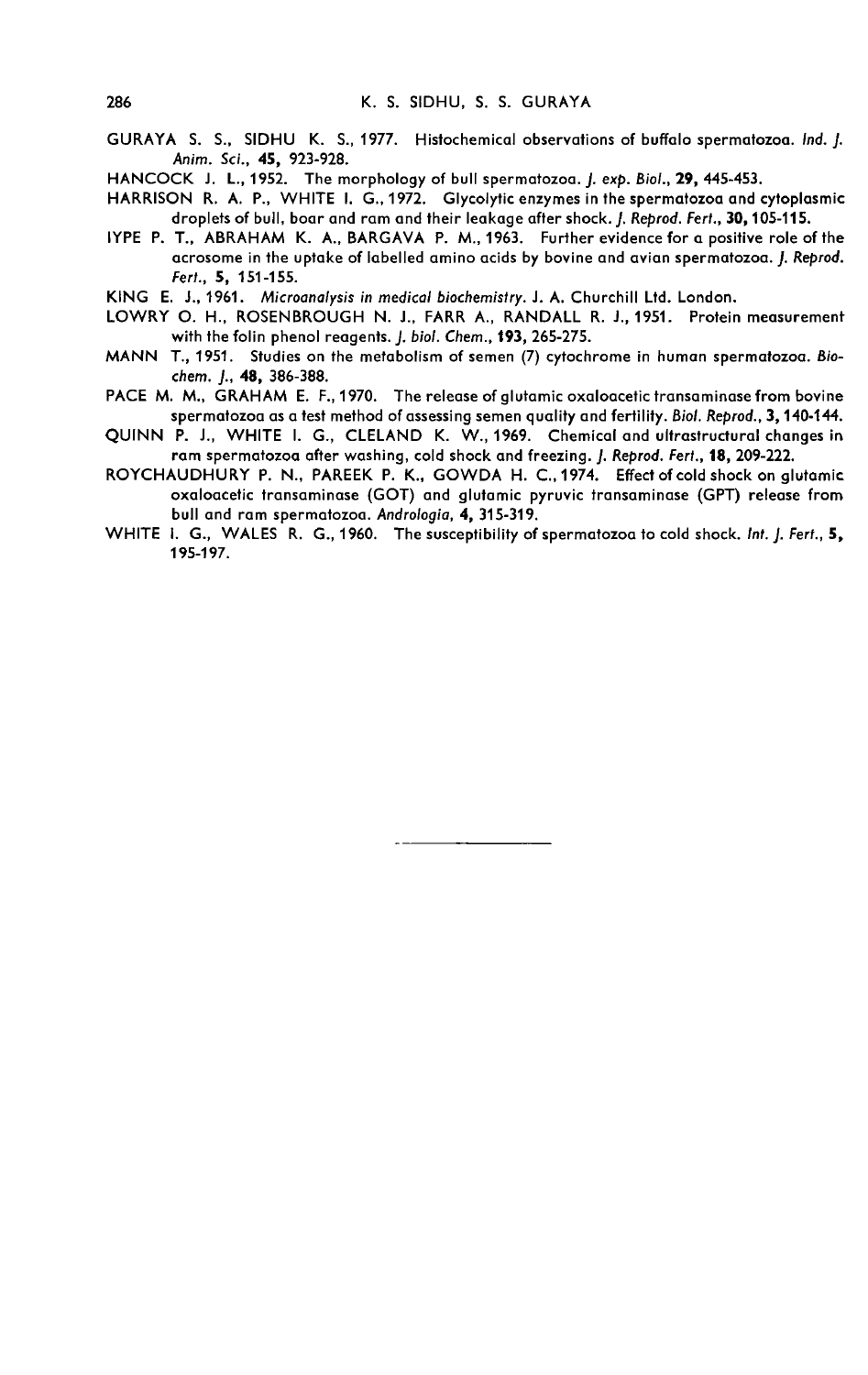GURAYA S. S., SIDHU K. S., 1977. Histochemical observations of buffalo spermatozoa. *Ind. J. Anim. Sci.*, **45**, 923-928.

HANCOCK J. L., 1952. The morphology of bull spermatozoa. *J. exp. Biol.*, **29**, 445-453.

HARRISON R. A. P., WHITE I. G., 1972. Glycolytic enzymes in the spermatozoa and cytoplasmic droplets of bull, boar and ram and their leakage after shock. *J. Reprod. Fert.*, **30**, 105-115.

IYPE P. T., ABRAHAM K. A., BARGAVA P. M., 1963. Further evidence for a positive role of the acrosome in the uptake of labelled amino acids by bovine and avian spermatozoa. *J. Reprod. Fert.*, **5**, 151-155.

KING E. J., 1961. *Microanalysis in medical biochemistry*. J. A. Churchill Ltd. London.

LOWRY O. H., ROSENBROUGH N. J., FARR A., RANDALL R. J., 1951. Protein measurement with the folin phenol reagents. *J. biol. Chem.*, **193**, 265-275.

MANN T., 1951. Studies on the metabolism of semen (7) cytochrome in human spermatozoa. *Biochem. J.*, **48**, 386-388.

PACE M. M., GRAHAM E. F., 1970. The release of glutamic oxaloacetic transaminase from bovine spermatozoa as a test method of assessing semen quality and fertility. *Biol. Reprod.*, **3**, 140-144.

QUINN P. J., WHITE I. G., CLELAND K. W., 1969. Chemical and ultrastructural changes in ram spermatozoa after washing, cold shock and freezing. *J. Reprod. Fert.*, **18**, 209-222.

ROYCHAUDHURY P. N., PAREEK P. K., GOWDA H. C., 1974. Effect of cold shock on glutamic oxaloacetic transaminase (GOT) and glutamic pyruvic transaminase (GPT) release from bull and ram spermatozoa. *Andrologia*, **4**, 315-319.

WHITE I. G., WALES R. G., 1960. The susceptibility of spermatozoa to cold shock. *Int. J. Fert.*, **5**, 195-197.